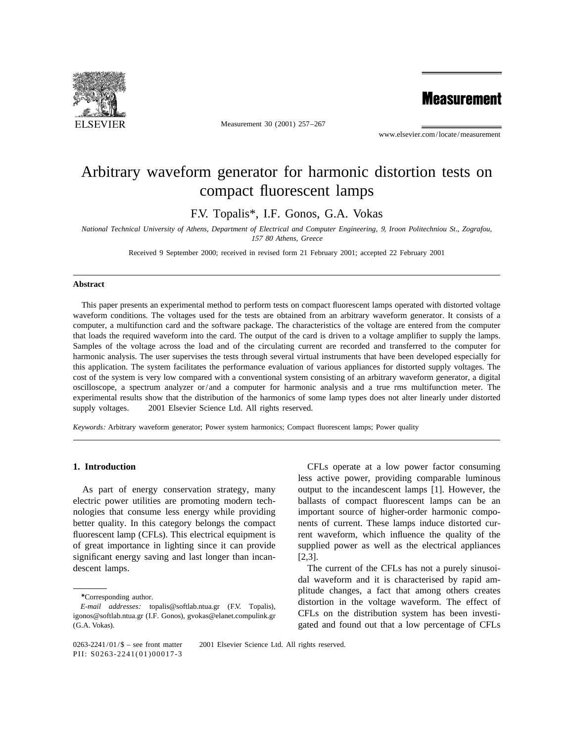# Arbitrary waveform generator for harmonic distortion tests on compact fluorescent lamps

F.V. Topalis*, I.F. Gonos, G.A. Vokas

*National Technical University of Athens, Department of Electrical and Computer Engineering, 9, Iroon Politechniou St., Zografou, 157 80 Athens, Greece*

Received 9 September 2000; received in revised form 21 February 2001; accepted 22 February 2001

## Abstract

This paper presents an experimental method to perform tests on compact fluorescent lamps operated with distorted voltage waveform conditions. The voltages used for the tests are obtained from an arbitrary waveform generator. It consists of a computer, a multifunction card and the software package. The characteristics of the voltage are entered from the computer that loads the required waveform into the card. The output of the card is driven to a voltage amplifier to supply the lamps. Samples of the voltage across the load and of the circulating current are recorded and transferred to the computer for harmonic analysis. The user supervises the tests through several virtual instruments that have been developed especially for this application. The system facilitates the performance evaluation of various appliances for distorted supply voltages. The cost of the system is very low compared with a conventional system consisting of an arbitrary waveform generator, a digital oscilloscope, a spectrum analyzer or/and a computer for harmonic analysis and a true rms multifunction meter. The experimental results show that the distribution of the harmonics of some lamp types does not alter linearly under distorted supply voltages. © 2001 Elsevier Science Ltd. All rights reserved.

*Keywords:* Arbitrary waveform generator; Power system harmonics; Compact fluorescent lamps; Power quality

## 1. Introduction

As part of energy conservation strategy, many electric power utilities are promoting modern technologies that consume less energy while providing better quality. In this category belongs the compact fluorescent lamp (CFLs). This electrical equipment is of great importance in lighting since it can provide significant energy saving and last longer than incandescent lamps.

CFLs operate at a low power factor consuming less active power, providing comparable luminous output to the incandescent lamps [1]. However, the ballasts of compact fluorescent lamps can be an important source of higher-order harmonic components of current. These lamps induce distorted current waveform, which influence the quality of the supplied power as well as the electrical appliances [2,3].

The current of the CFLs has not a purely sinusoidal waveform and it is characterised by rapid amplitude changes, a fact that among others creates distortion in the voltage waveform. The effect of CFLs on the distribution system has been investigated and found out that a low percentage of CFLs

*Corresponding author.

*E-mail addresses:* topalis@softlab.ntua.gr (F.V. Topalis), igonos@softlab.ntua.gr (I.F. Gonos), gvokas@elanet.compulink.gr (G.A. Vokas).

0263-2241/01/$ – see front matter © 2001 Elsevier Science Ltd. All rights reserved.
PII: S0263-2241(01)00017-3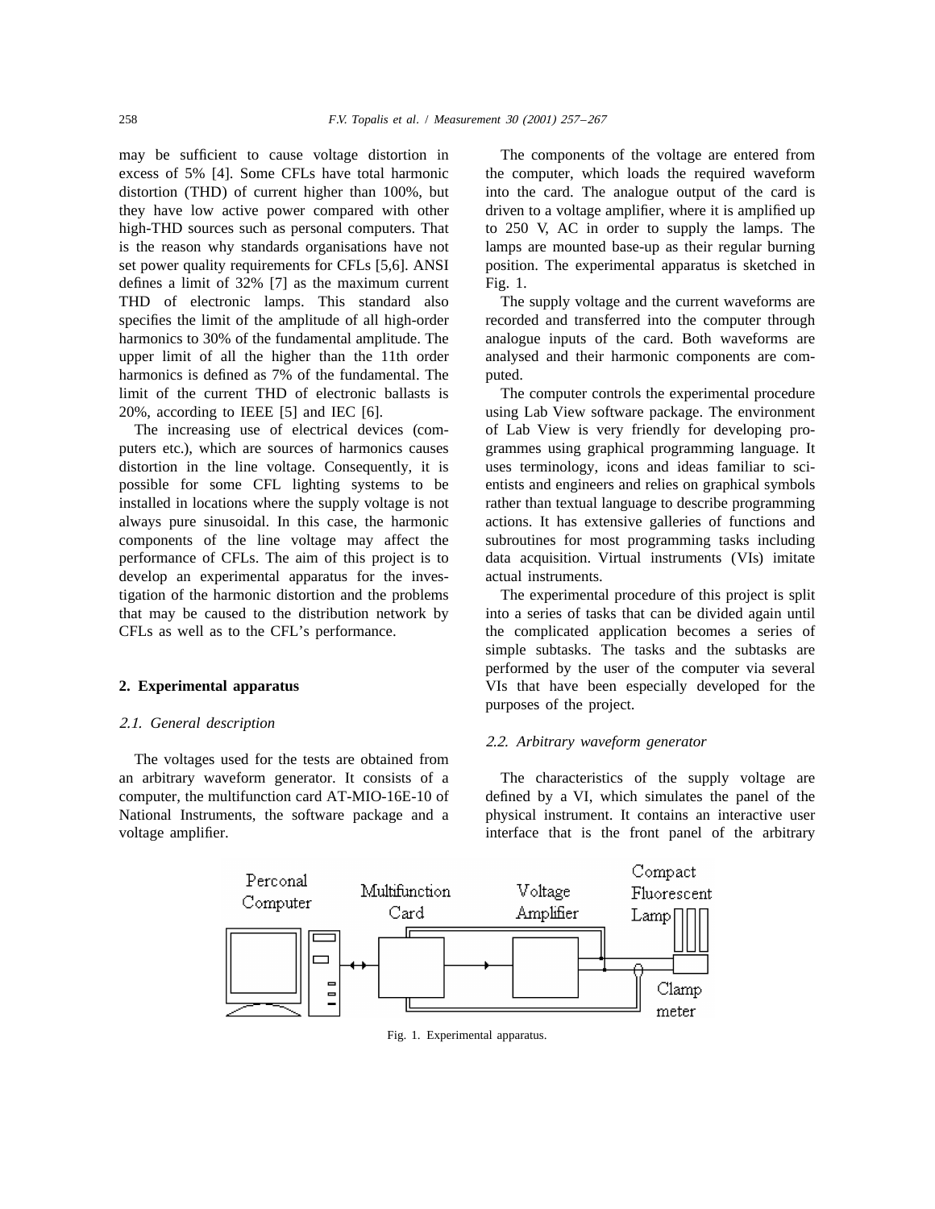may be sufficient to cause voltage distortion in excess of 5% [4]. Some CFLs have total harmonic distortion (THD) of current higher than 100%, but they have low active power compared with other high-THD sources such as personal computers. That is the reason why standards organisations have not set power quality requirements for CFLs [5,6]. ANSI defines a limit of 32% [7] as the maximum current THD of electronic lamps. This standard also specifies the limit of the amplitude of all high-order harmonics to 30% of the fundamental amplitude. The upper limit of all the higher than the 11th order harmonics is defined as 7% of the fundamental. The limit of the current THD of electronic ballasts is 20%, according to IEEE [5] and IEC [6].

The increasing use of electrical devices (computers etc.), which are sources of harmonics causes distortion in the line voltage. Consequently, it is possible for some CFL lighting systems to be installed in locations where the supply voltage is not always pure sinusoidal. In this case, the harmonic components of the line voltage may affect the performance of CFLs. The aim of this project is to develop an experimental apparatus for the investigation of the harmonic distortion and the problems that may be caused to the distribution network by CFLs as well as to the CFL's performance.

## 2. Experimental apparatus

### 2.1. General description

The voltages used for the tests are obtained from an arbitrary waveform generator. It consists of a computer, the multifunction card AT-MIO-16E-10 of National Instruments, the software package and a voltage amplifier.

The components of the voltage are entered from the computer, which loads the required waveform into the card. The analogue output of the card is driven to a voltage amplifier, where it is amplified up to 250 V, AC in order to supply the lamps. The lamps are mounted base-up as their regular burning position. The experimental apparatus is sketched in Fig. 1.

The supply voltage and the current waveforms are recorded and transferred into the computer through analogue inputs of the card. Both waveforms are analysed and their harmonic components are computed.

The computer controls the experimental procedure using Lab View software package. The environment of Lab View is very friendly for developing programmes using graphical programming language. It uses terminology, icons and ideas familiar to scientists and engineers and relies on graphical symbols rather than textual language to describe programming actions. It has extensive galleries of functions and subroutines for most programming tasks including data acquisition. Virtual instruments (VIs) imitate actual instruments.

The experimental procedure of this project is split into a series of tasks that can be divided again until the complicated application becomes a series of simple subtasks. The tasks and the subtasks are performed by the user of the computer via several VIs that have been especially developed for the purposes of the project.

### 2.2. Arbitrary waveform generator

The characteristics of the supply voltage are defined by a VI, which simulates the panel of the physical instrument. It contains an interactive user interface that is the front panel of the arbitrary

Perconal Computer

Multifunction Card

Voltage Amplifier

Compact Fluorescent Lamp

Clamp meter

Fig. 1. Experimental apparatus.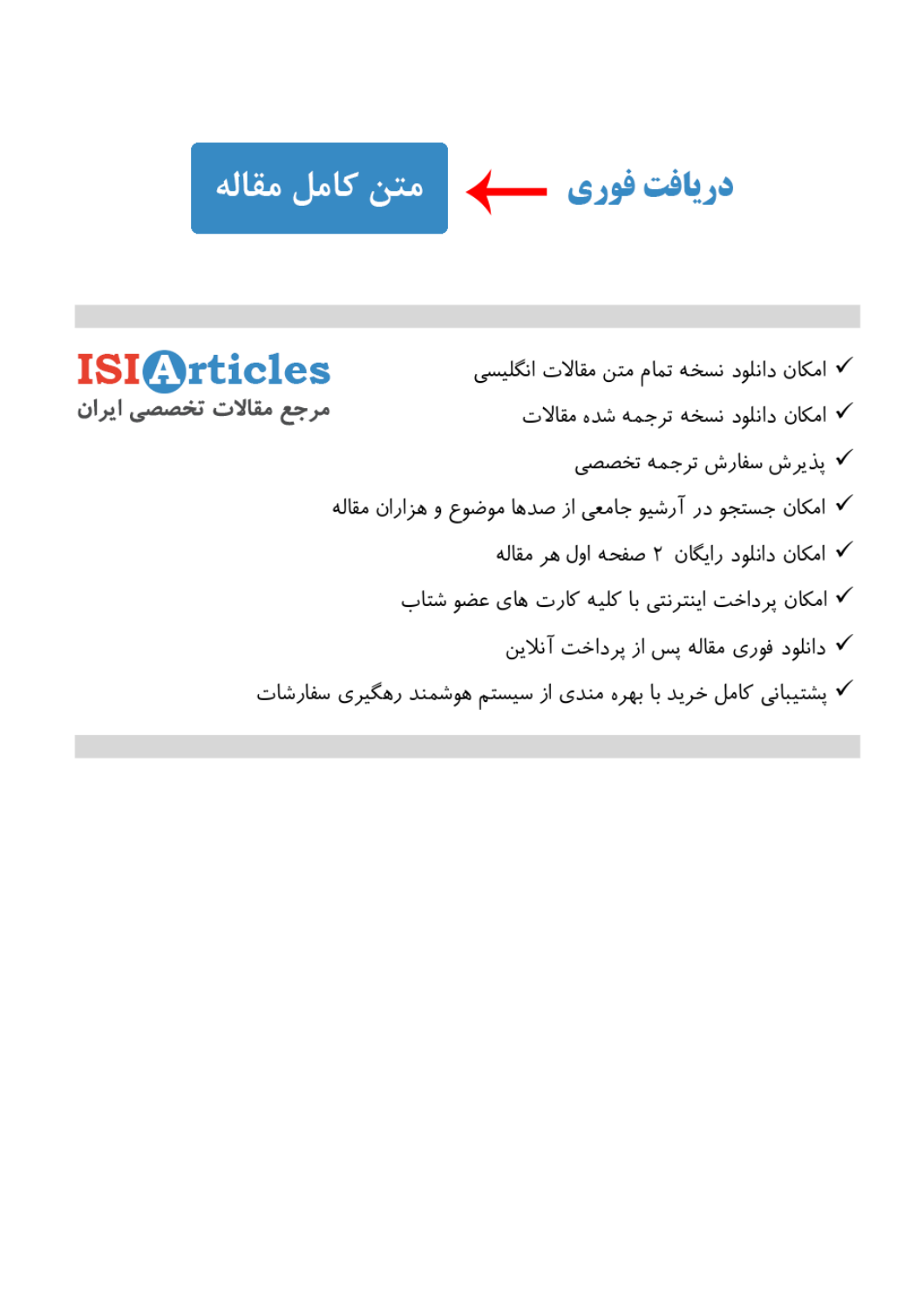دریافت فوری ← متن کامل مقاله

**ISIArticles**
مرجع مقالات تخصصی ایران

- ✓ امکان دانلود نسخه تمام متن مقالات انگلیسی
- ✓ امکان دانلود نسخه ترجمه شده مقالات
- ✓ پذیرش سفارش ترجمه تخصصی
- ✓ امکان جستجو در آرشیو جامعی از صدها موضوع و هزاران مقاله
- ✓ امکان دانلود رایگان ۲ صفحه اول هر مقاله
- ✓ امکان پرداخت اینترنتی با کلیه کارت های عضو شتاب
- ✓ دانلود فوری مقاله پس از پرداخت آنلاین
- ✓ پشتیبانی کامل خرید با بهره مندی از سیستم هوشمند رهگیری سفارشات